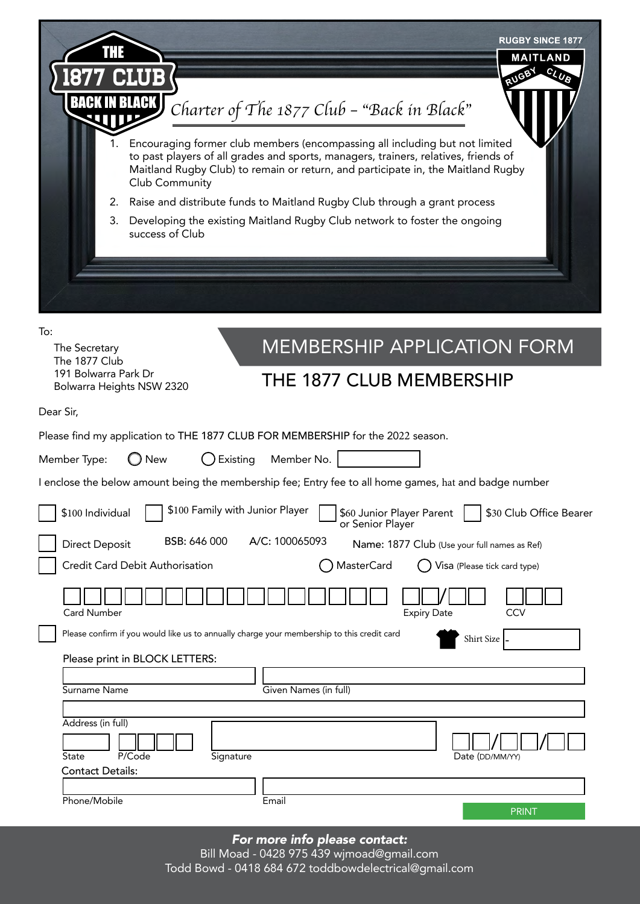THE 1877 CLUB BACK IN BLACK

RUGBY SINCE 1877

MAITLAND RUGBY CLUB

# *Charter of The 1877 Club – "Back in Black"*

1. Encouraging former club members (encompassing all including but not limited to past players of all grades and sports, managers, trainers, relatives, friends of Maitland Rugby Club) to remain or return, and participate in, the Maitland Rugby Club Community
2. Raise and distribute funds to Maitland Rugby Club through a grant process
3. Developing the existing Maitland Rugby Club network to foster the ongoing success of Club

To:

The Secretary
The 1877 Club
191 Bolwarra Park Dr
Bolwarra Heights NSW 2320

## MEMBERSHIP APPLICATION FORM

## THE 1877 CLUB MEMBERSHIP

Dear Sir,

Please find my application to THE 1877 CLUB FOR MEMBERSHIP for the 2022 season.

Member Type: ◯ New ◯ Existing Member No. ____________

I enclose the below amount being the membership fee; Entry fee to all home games, hat and badge number

☐ $100 Individual ☐ $100 Family with Junior Player ☐ $60 Junior Player Parent or Senior Player ☐ $30 Club Office Bearer

☐ Direct Deposit BSB: 646 000 A/C: 100065093 Name: 1877 Club (Use your full names as Ref)

☐ Credit Card Debit Authorisation ◯ MasterCard ◯ Visa (Please tick card type)

Card Number ________________ Expiry Date ___/___ CCV ______

☐ Please confirm if you would like us to annually charge your membership to this credit card

Shirt Size -

Please print in BLOCK LETTERS:

Surname Name ____________ Given Names (in full) ____________

Address (in full) ____________

State ______ P/Code ______ Signature ____________ Date (DD/MM/YY) ___/___/___

Contact Details:

Phone/Mobile ____________ Email ____________

PRINT

***For more info please contact:***

Bill Moad - 0428 975 439 wjmoad@gmail.com

Todd Bowd - 0418 684 672 toddbowdelectrical@gmail.com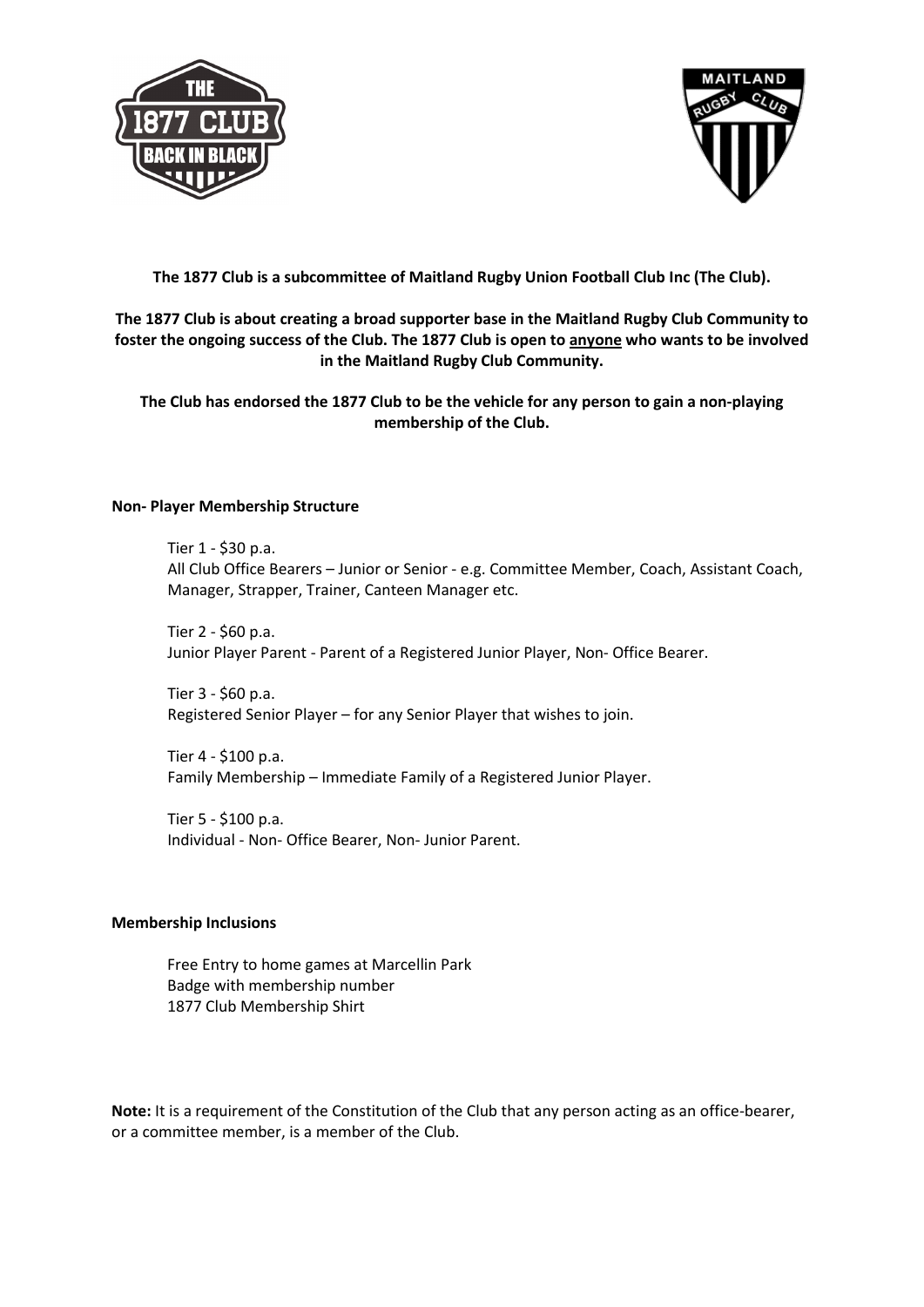**The 1877 Club is a subcommittee of Maitland Rugby Union Football Club Inc (The Club).**

**The 1877 Club is about creating a broad supporter base in the Maitland Rugby Club Community to foster the ongoing success of the Club. The 1877 Club is open to <u>anyone</u> who wants to be involved in the Maitland Rugby Club Community.**

**The Club has endorsed the 1877 Club to be the vehicle for any person to gain a non-playing membership of the Club.**

**Non- Player Membership Structure**

Tier 1 - $30 p.a.
All Club Office Bearers – Junior or Senior - e.g. Committee Member, Coach, Assistant Coach, Manager, Strapper, Trainer, Canteen Manager etc.

Tier 2 - $60 p.a.
Junior Player Parent - Parent of a Registered Junior Player, Non- Office Bearer.

Tier 3 - $60 p.a.
Registered Senior Player – for any Senior Player that wishes to join.

Tier 4 - $100 p.a.
Family Membership – Immediate Family of a Registered Junior Player.

Tier 5 - $100 p.a.
Individual - Non- Office Bearer, Non- Junior Parent.

**Membership Inclusions**

Free Entry to home games at Marcellin Park
Badge with membership number
1877 Club Membership Shirt

**Note:** It is a requirement of the Constitution of the Club that any person acting as an office-bearer, or a committee member, is a member of the Club.